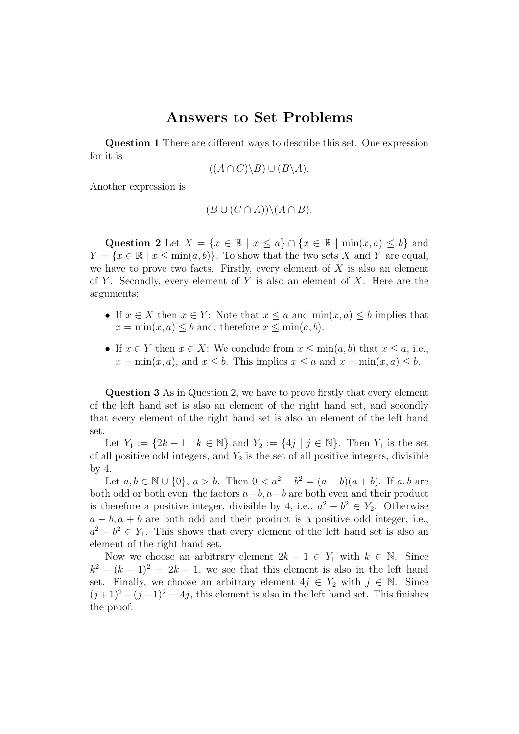# Answers to Set Problems

**Question 1** There are different ways to describe this set. One expression for it is

$$((A \cap C) \backslash B) \cup (B \backslash A).$$

Another expression is

$$(B \cup (C \cap A)) \backslash (A \cap B).$$

**Question 2** Let $X = \{x \in \mathbb{R} \mid x \leq a\} \cap \{x \in \mathbb{R} \mid \min(x, a) \leq b\}$ and $Y = \{x \in \mathbb{R} \mid x \leq \min(a, b)\}$. To show that the two sets $X$ and $Y$ are equal, we have to prove two facts. Firstly, every element of $X$ is also an element of $Y$. Secondly, every element of $Y$ is also an element of $X$. Here are the arguments:

- If $x \in X$ then $x \in Y$: Note that $x \leq a$ and $\min(x, a) \leq b$ implies that $x = \min(x, a) \leq b$ and, therefore $x \leq \min(a, b)$.
- If $x \in Y$ then $x \in X$: We conclude from $x \leq \min(a, b)$ that $x \leq a$, i.e., $x = \min(x, a)$, and $x \leq b$. This implies $x \leq a$ and $x = \min(x, a) \leq b$.

**Question 3** As in Question 2, we have to prove firstly that every element of the left hand set is also an element of the right hand set, and secondly that every element of the right hand set is also an element of the left hand set.

Let $Y_1 := \{2k - 1 \mid k \in \mathbb{N}\}$ and $Y_2 := \{4j \mid j \in \mathbb{N}\}$. Then $Y_1$ is the set of all positive odd integers, and $Y_2$ is the set of all positive integers, divisible by 4.

Let $a, b \in \mathbb{N} \cup \{0\}$, $a > b$. Then $0 < a^2 - b^2 = (a - b)(a + b)$. If $a, b$ are both odd or both even, the factors $a-b, a+b$ are both even and their product is therefore a positive integer, divisible by 4, i.e., $a^2 - b^2 \in Y_2$. Otherwise $a - b, a + b$ are both odd and their product is a positive odd integer, i.e., $a^2 - b^2 \in Y_1$. This shows that every element of the left hand set is also an element of the right hand set.

Now we choose an arbitrary element $2k - 1 \in Y_1$ with $k \in \mathbb{N}$. Since $k^2 - (k - 1)^2 = 2k - 1$, we see that this element is also in the left hand set. Finally, we choose an arbitrary element $4j \in Y_2$ with $j \in \mathbb{N}$. Since $(j+1)^2 - (j-1)^2 = 4j$, this element is also in the left hand set. This finishes the proof.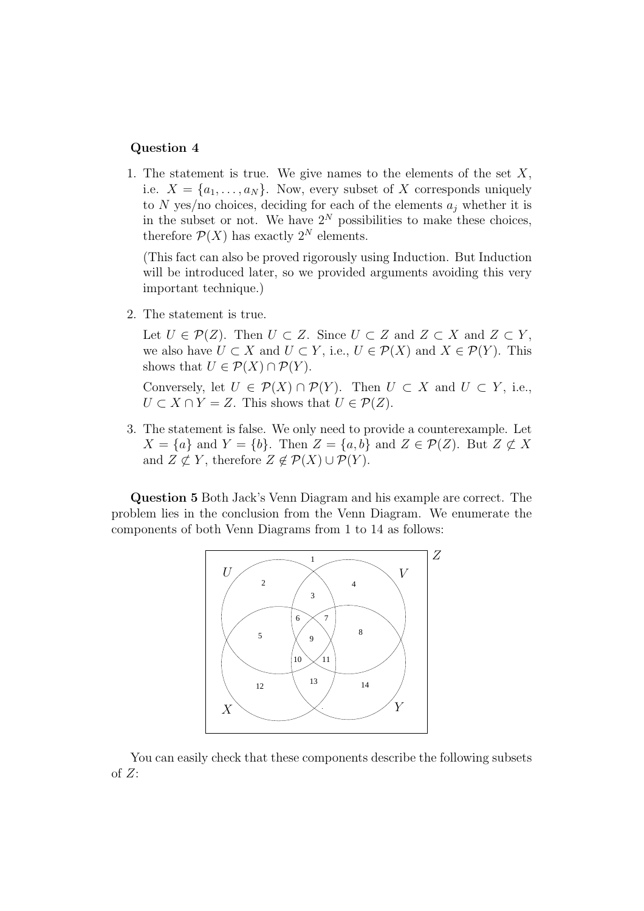**Question 4**

1. The statement is true. We give names to the elements of the set $X$, i.e. $X = \{a_1, \dots, a_N\}$. Now, every subset of $X$ corresponds uniquely to $N$ yes/no choices, deciding for each of the elements $a_j$ whether it is in the subset or not. We have $2^N$ possibilities to make these choices, therefore $\mathcal{P}(X)$ has exactly $2^N$ elements.

   (This fact can also be proved rigorously using Induction. But Induction will be introduced later, so we provided arguments avoiding this very important technique.)

2. The statement is true.

   Let $U \in \mathcal{P}(Z)$. Then $U \subset Z$. Since $U \subset Z$ and $Z \subset X$ and $Z \subset Y$, we also have $U \subset X$ and $U \subset Y$, i.e., $U \in \mathcal{P}(X)$ and $X \in \mathcal{P}(Y)$. This shows that $U \in \mathcal{P}(X) \cap \mathcal{P}(Y)$.

   Conversely, let $U \in \mathcal{P}(X) \cap \mathcal{P}(Y)$. Then $U \subset X$ and $U \subset Y$, i.e., $U \subset X \cap Y = Z$. This shows that $U \in \mathcal{P}(Z)$.

3. The statement is false. We only need to provide a counterexample. Let $X = \{a\}$ and $Y = \{b\}$. Then $Z = \{a, b\}$ and $Z \in \mathcal{P}(Z)$. But $Z \not\subset X$ and $Z \not\subset Y$, therefore $Z \notin \mathcal{P}(X) \cup \mathcal{P}(Y)$.

**Question 5** Both Jack's Venn Diagram and his example are correct. The problem lies in the conclusion from the Venn Diagram. We enumerate the components of both Venn Diagrams from 1 to 14 as follows:

You can easily check that these components describe the following subsets of $Z$: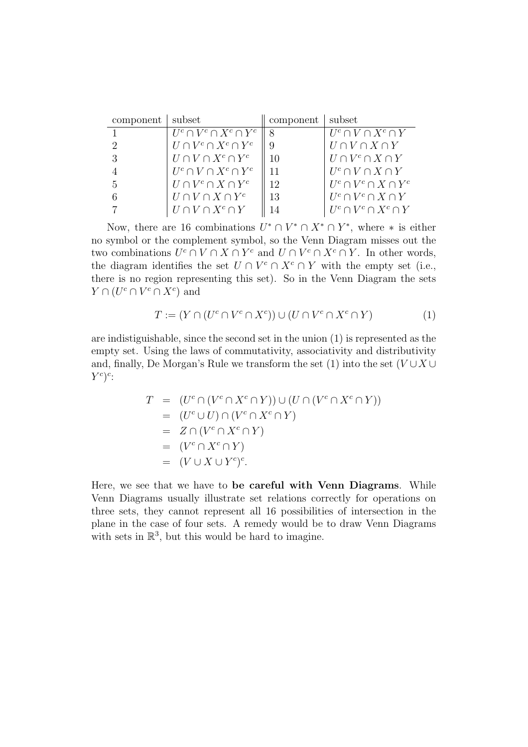| component | subset | component | subset |
|---|---|---|---|
| 1 | $U^c \cap V^c \cap X^c \cap Y^c$ | 8 | $U^c \cap V \cap X^c \cap Y$ |
| 2 | $U \cap V^c \cap X^c \cap Y^c$ | 9 | $U \cap V \cap X \cap Y$ |
| 3 | $U \cap V \cap X^c \cap Y^c$ | 10 | $U \cap V^c \cap X \cap Y$ |
| 4 | $U^c \cap V \cap X^c \cap Y^c$ | 11 | $U^c \cap V \cap X \cap Y$ |
| 5 | $U \cap V^c \cap X \cap Y^c$ | 12 | $U^c \cap V^c \cap X \cap Y^c$ |
| 6 | $U \cap V \cap X \cap Y^c$ | 13 | $U^c \cap V^c \cap X \cap Y$ |
| 7 | $U \cap V \cap X^c \cap Y$ | 14 | $U^c \cap V^c \cap X^c \cap Y$ |

Now, there are 16 combinations $U^* \cap V^* \cap X^* \cap Y^*$, where $*$ is either no symbol or the complement symbol, so the Venn Diagram misses out the two combinations $U^c \cap V \cap X \cap Y^c$ and $U \cap V^c \cap X^c \cap Y$. In other words, the diagram identifies the set $U \cap V^c \cap X^c \cap Y$ with the empty set (i.e., there is no region representing this set). So in the Venn Diagram the sets $Y \cap (U^c \cap V^c \cap X^c)$ and

$$T := (Y \cap (U^c \cap V^c \cap X^c)) \cup (U \cap V^c \cap X^c \cap Y) \tag{1}$$

are indistiguishable, since the second set in the union (1) is represented as the empty set. Using the laws of commutativity, associativity and distributivity and, finally, De Morgan's Rule we transform the set (1) into the set $(V \cup X \cup Y^c)^c$:

$$\begin{aligned}
T &= (U^c \cap (V^c \cap X^c \cap Y)) \cup (U \cap (V^c \cap X^c \cap Y)) \\
&= (U^c \cup U) \cap (V^c \cap X^c \cap Y) \\
&= Z \cap (V^c \cap X^c \cap Y) \\
&= (V^c \cap X^c \cap Y) \\
&= (V \cup X \cup Y^c)^c.
\end{aligned}$$

Here, we see that we have to **be careful with Venn Diagrams**. While Venn Diagrams usually illustrate set relations correctly for operations on three sets, they cannot represent all 16 possibilities of intersection in the plane in the case of four sets. A remedy would be to draw Venn Diagrams with sets in $\mathbb{R}^3$, but this would be hard to imagine.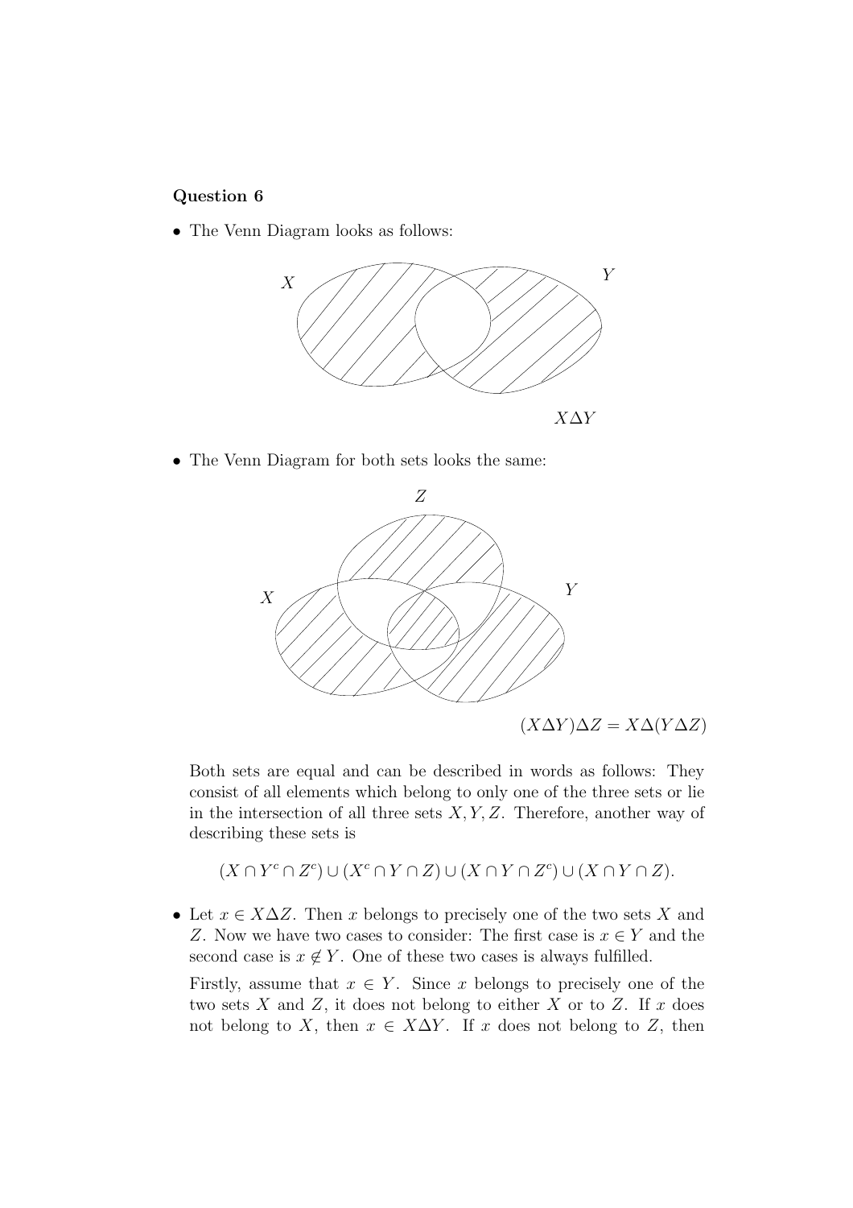**Question 6**

- The Venn Diagram looks as follows:

$X \Delta Y$

- The Venn Diagram for both sets looks the same:

$(X \Delta Y) \Delta Z = X \Delta (Y \Delta Z)$

Both sets are equal and can be described in words as follows: They consist of all elements which belong to only one of the three sets or lie in the intersection of all three sets $X, Y, Z$. Therefore, another way of describing these sets is

$$(X \cap Y^c \cap Z^c) \cup (X^c \cap Y \cap Z) \cup (X \cap Y \cap Z^c) \cup (X \cap Y \cap Z).$$

- Let $x \in X \Delta Z$. Then $x$ belongs to precisely one of the two sets $X$ and $Z$. Now we have two cases to consider: The first case is $x \in Y$ and the second case is $x \notin Y$. One of these two cases is always fulfilled.

  Firstly, assume that $x \in Y$. Since $x$ belongs to precisely one of the two sets $X$ and $Z$, it does not belong to either $X$ or to $Z$. If $x$ does not belong to $X$, then $x \in X \Delta Y$. If $x$ does not belong to $Z$, then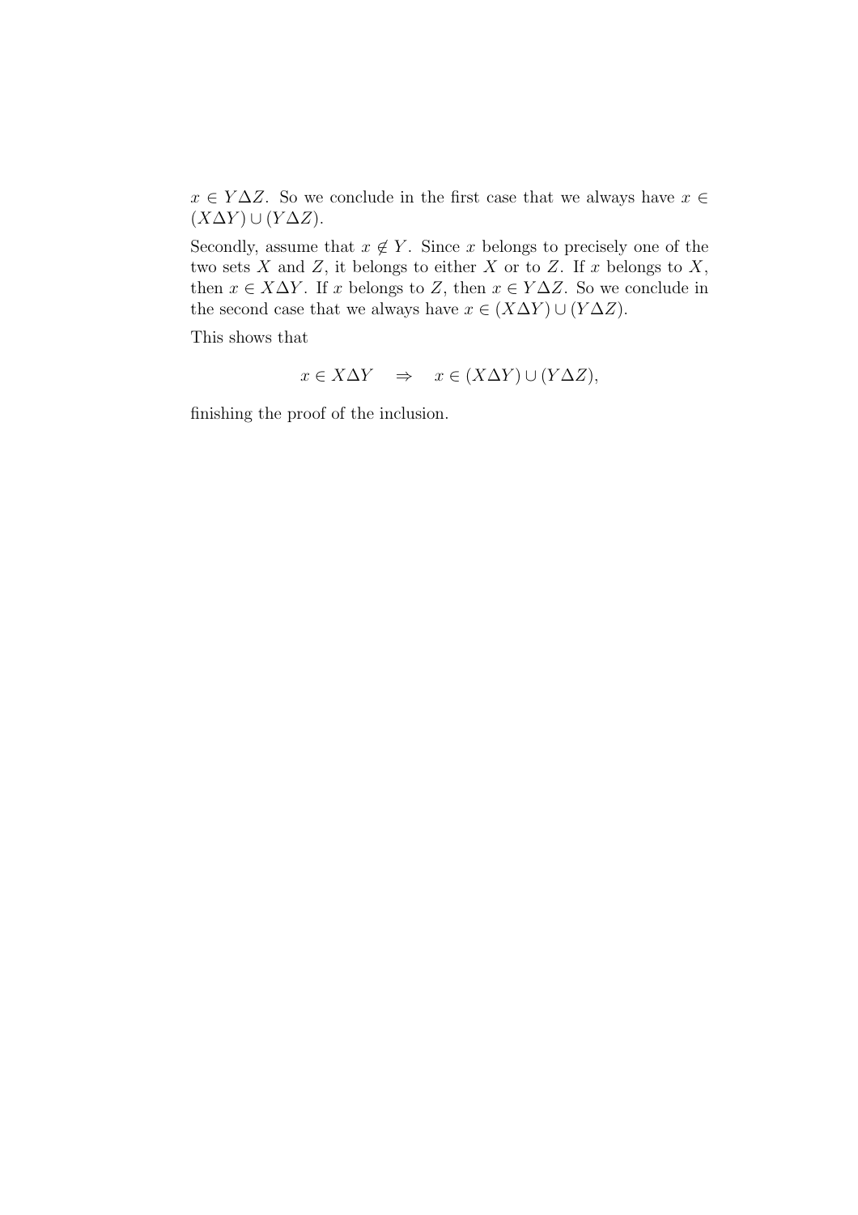$x \in Y\Delta Z$. So we conclude in the first case that we always have $x \in (X\Delta Y) \cup (Y\Delta Z)$.

Secondly, assume that $x \notin Y$. Since $x$ belongs to precisely one of the two sets $X$ and $Z$, it belongs to either $X$ or to $Z$. If $x$ belongs to $X$, then $x \in X\Delta Y$. If $x$ belongs to $Z$, then $x \in Y\Delta Z$. So we conclude in the second case that we always have $x \in (X\Delta Y) \cup (Y\Delta Z)$.

This shows that

$$x \in X\Delta Y \quad \Rightarrow \quad x \in (X\Delta Y) \cup (Y\Delta Z),$$

finishing the proof of the inclusion.